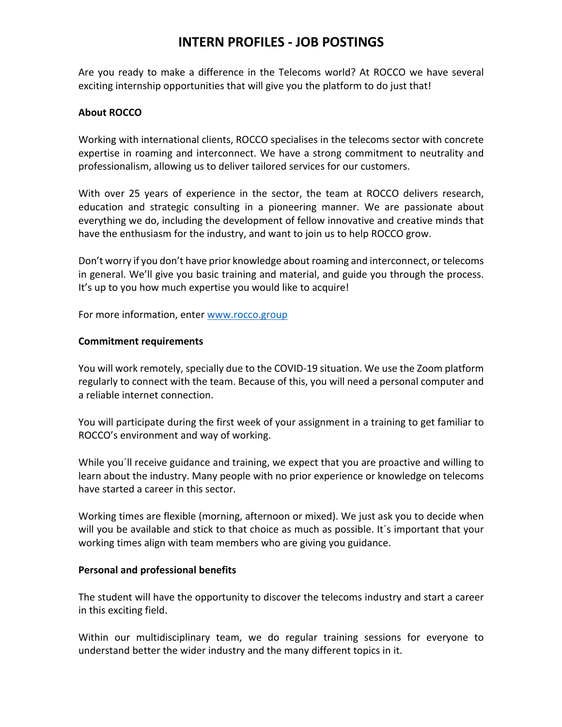# INTERN PROFILES - JOB POSTINGS

Are you ready to make a difference in the Telecoms world? At ROCCO we have several exciting internship opportunities that will give you the platform to do just that!

**About ROCCO**

Working with international clients, ROCCO specialises in the telecoms sector with concrete expertise in roaming and interconnect. We have a strong commitment to neutrality and professionalism, allowing us to deliver tailored services for our customers.

With over 25 years of experience in the sector, the team at ROCCO delivers research, education and strategic consulting in a pioneering manner. We are passionate about everything we do, including the development of fellow innovative and creative minds that have the enthusiasm for the industry, and want to join us to help ROCCO grow.

Don't worry if you don't have prior knowledge about roaming and interconnect, or telecoms in general. We'll give you basic training and material, and guide you through the process. It's up to you how much expertise you would like to acquire!

For more information, enter [www.rocco.group](http://www.rocco.group)

**Commitment requirements**

You will work remotely, specially due to the COVID-19 situation. We use the Zoom platform regularly to connect with the team. Because of this, you will need a personal computer and a reliable internet connection.

You will participate during the first week of your assignment in a training to get familiar to ROCCO's environment and way of working.

While you´ll receive guidance and training, we expect that you are proactive and willing to learn about the industry. Many people with no prior experience or knowledge on telecoms have started a career in this sector.

Working times are flexible (morning, afternoon or mixed). We just ask you to decide when will you be available and stick to that choice as much as possible. It´s important that your working times align with team members who are giving you guidance.

**Personal and professional benefits**

The student will have the opportunity to discover the telecoms industry and start a career in this exciting field.

Within our multidisciplinary team, we do regular training sessions for everyone to understand better the wider industry and the many different topics in it.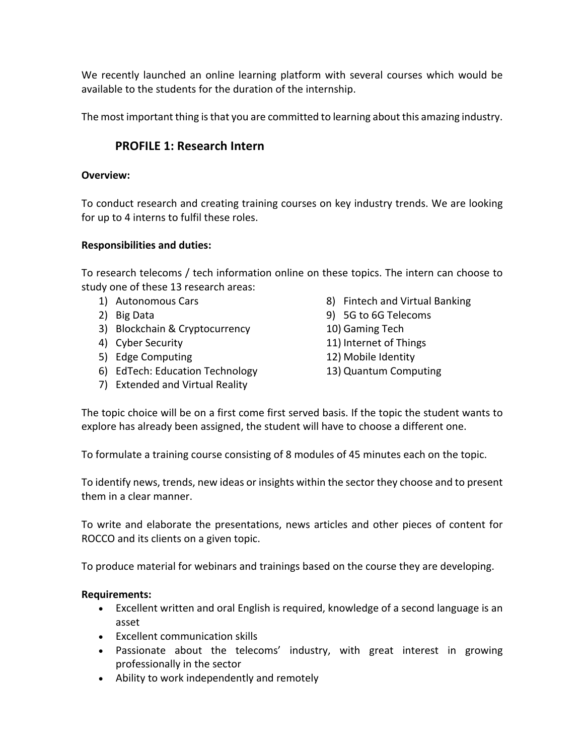We recently launched an online learning platform with several courses which would be available to the students for the duration of the internship.

The most important thing is that you are committed to learning about this amazing industry.

## PROFILE 1: Research Intern

**Overview:**

To conduct research and creating training courses on key industry trends. We are looking for up to 4 interns to fulfil these roles.

**Responsibilities and duties:**

To research telecoms / tech information online on these topics. The intern can choose to study one of these 13 research areas:

1) Autonomous Cars
2) Big Data
3) Blockchain & Cryptocurrency
4) Cyber Security
5) Edge Computing
6) EdTech: Education Technology
7) Extended and Virtual Reality
8) Fintech and Virtual Banking
9) 5G to 6G Telecoms
10) Gaming Tech
11) Internet of Things
12) Mobile Identity
13) Quantum Computing

The topic choice will be on a first come first served basis. If the topic the student wants to explore has already been assigned, the student will have to choose a different one.

To formulate a training course consisting of 8 modules of 45 minutes each on the topic.

To identify news, trends, new ideas or insights within the sector they choose and to present them in a clear manner.

To write and elaborate the presentations, news articles and other pieces of content for ROCCO and its clients on a given topic.

To produce material for webinars and trainings based on the course they are developing.

**Requirements:**

- Excellent written and oral English is required, knowledge of a second language is an asset
- Excellent communication skills
- Passionate about the telecoms' industry, with great interest in growing professionally in the sector
- Ability to work independently and remotely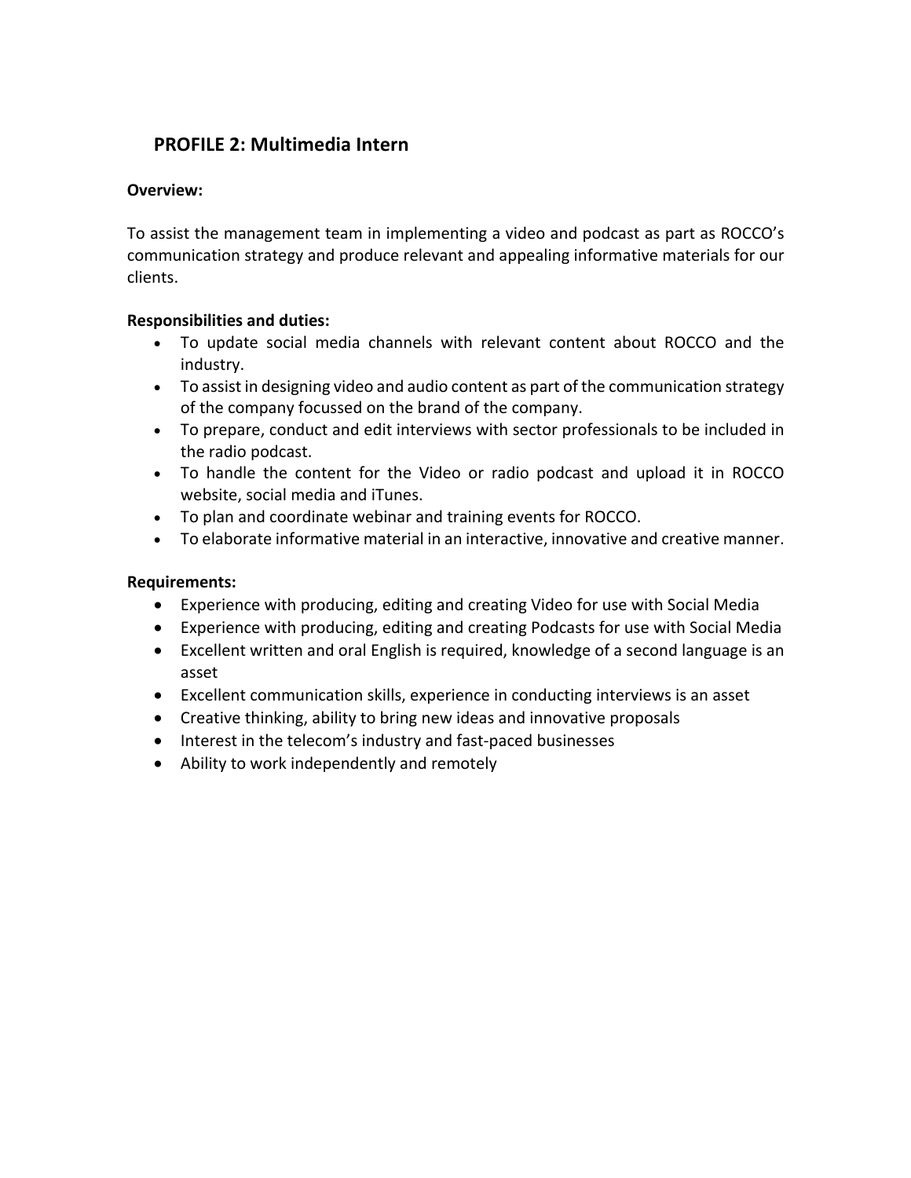## PROFILE 2: Multimedia Intern

**Overview:**

To assist the management team in implementing a video and podcast as part as ROCCO's communication strategy and produce relevant and appealing informative materials for our clients.

**Responsibilities and duties:**

- To update social media channels with relevant content about ROCCO and the industry.
- To assist in designing video and audio content as part of the communication strategy of the company focussed on the brand of the company.
- To prepare, conduct and edit interviews with sector professionals to be included in the radio podcast.
- To handle the content for the Video or radio podcast and upload it in ROCCO website, social media and iTunes.
- To plan and coordinate webinar and training events for ROCCO.
- To elaborate informative material in an interactive, innovative and creative manner.

**Requirements:**

- Experience with producing, editing and creating Video for use with Social Media
- Experience with producing, editing and creating Podcasts for use with Social Media
- Excellent written and oral English is required, knowledge of a second language is an asset
- Excellent communication skills, experience in conducting interviews is an asset
- Creative thinking, ability to bring new ideas and innovative proposals
- Interest in the telecom's industry and fast-paced businesses
- Ability to work independently and remotely